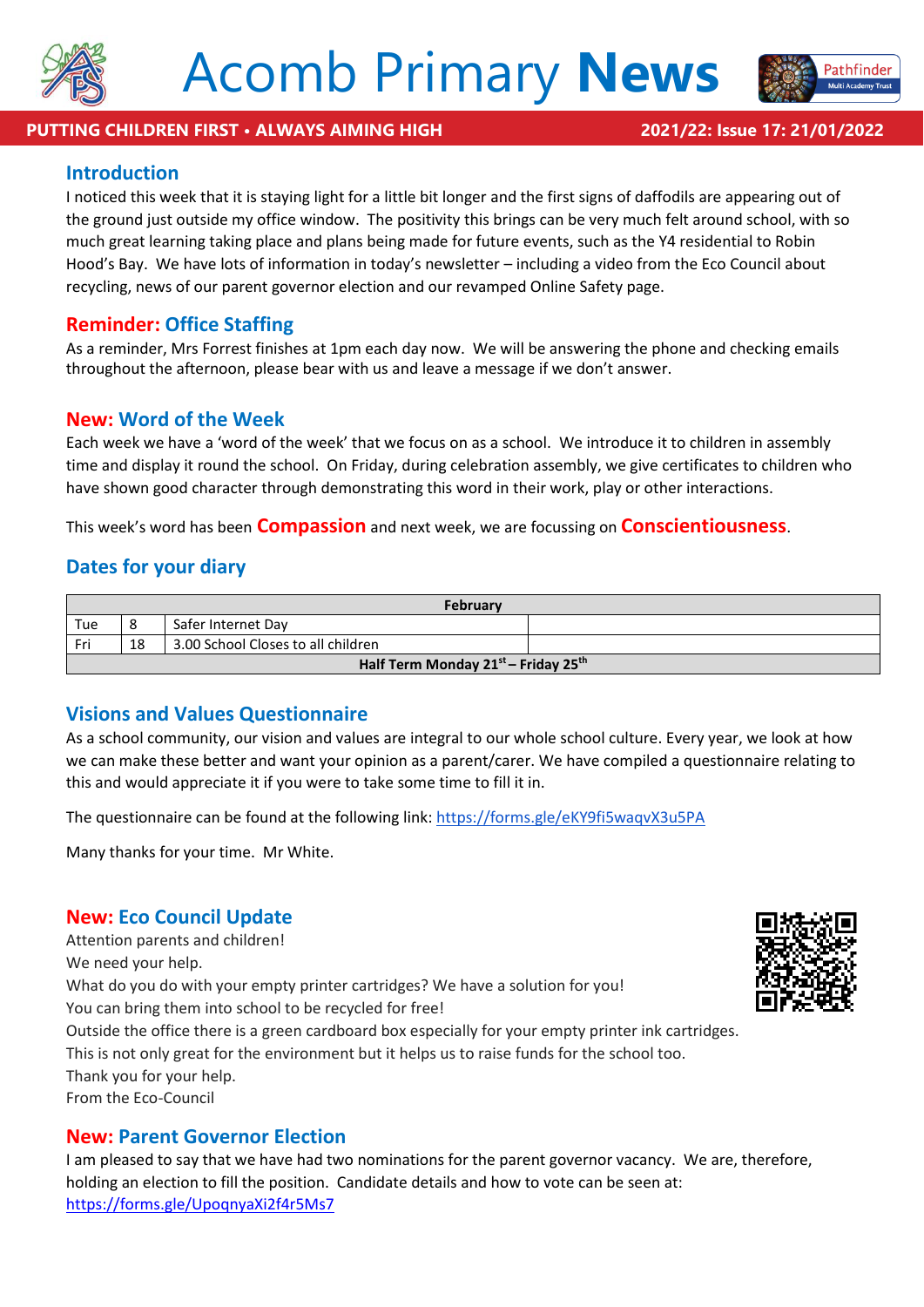# Acomb Primary **News**

**PUTTING CHILDREN FIRST • ALWAYS AIMING HIGH** **2021/22: Issue 17: 21/01/2022**

## Introduction

I noticed this week that it is staying light for a little bit longer and the first signs of daffodils are appearing out of the ground just outside my office window. The positivity this brings can be very much felt around school, with so much great learning taking place and plans being made for future events, such as the Y4 residential to Robin Hood's Bay. We have lots of information in today's newsletter – including a video from the Eco Council about recycling, news of our parent governor election and our revamped Online Safety page.

## Reminder: Office Staffing

As a reminder, Mrs Forrest finishes at 1pm each day now. We will be answering the phone and checking emails throughout the afternoon, please bear with us and leave a message if we don't answer.

## New: Word of the Week

Each week we have a 'word of the week' that we focus on as a school. We introduce it to children in assembly time and display it round the school. On Friday, during celebration assembly, we give certificates to children who have shown good character through demonstrating this word in their work, play or other interactions.

This week's word has been **Compassion** and next week, we are focussing on **Conscientiousness**.

## Dates for your diary

| February | | | |
|---|---|---|---|
| Tue | 8 | Safer Internet Day | |
| Fri | 18 | 3.00 School Closes to all children | |
| **Half Term Monday 21st – Friday 25th** | | | |

## Visions and Values Questionnaire

As a school community, our vision and values are integral to our whole school culture. Every year, we look at how we can make these better and want your opinion as a parent/carer. We have compiled a questionnaire relating to this and would appreciate it if you were to take some time to fill it in.

The questionnaire can be found at the following link: https://forms.gle/eKY9fi5waqvX3u5PA

Many thanks for your time. Mr White.

## New: Eco Council Update

Attention parents and children!
We need your help.
What do you do with your empty printer cartridges? We have a solution for you!
You can bring them into school to be recycled for free!
Outside the office there is a green cardboard box especially for your empty printer ink cartridges.
This is not only great for the environment but it helps us to raise funds for the school too.
Thank you for your help.
From the Eco-Council

## New: Parent Governor Election

I am pleased to say that we have had two nominations for the parent governor vacancy. We are, therefore, holding an election to fill the position. Candidate details and how to vote can be seen at: https://forms.gle/UpoqnyaXi2f4r5Ms7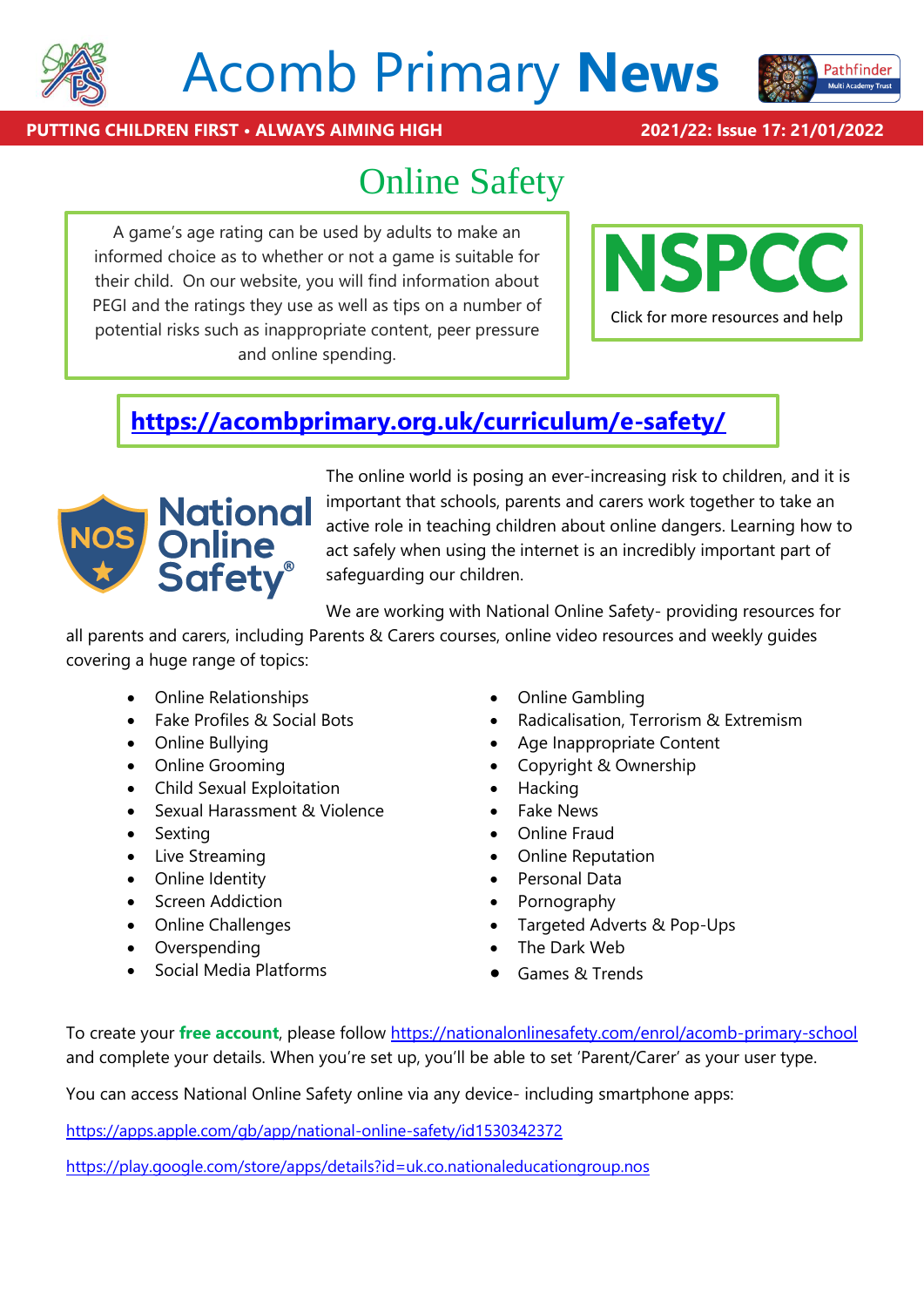# Acomb Primary **News**

**PUTTING CHILDREN FIRST • ALWAYS AIMING HIGH**

**2021/22: Issue 17: 21/01/2022**

## Online Safety

A game's age rating can be used by adults to make an informed choice as to whether or not a game is suitable for their child. On our website, you will find information about PEGI and the ratings they use as well as tips on a number of potential risks such as inappropriate content, peer pressure and online spending.

**NSPCC**

Click for more resources and help

**https://acombprimary.org.uk/curriculum/e-safety/**

National Online Safety

The online world is posing an ever-increasing risk to children, and it is important that schools, parents and carers work together to take an active role in teaching children about online dangers. Learning how to act safely when using the internet is an incredibly important part of safeguarding our children.

We are working with National Online Safety- providing resources for all parents and carers, including Parents & Carers courses, online video resources and weekly guides covering a huge range of topics:

- Online Relationships
- Fake Profiles & Social Bots
- Online Bullying
- Online Grooming
- Child Sexual Exploitation
- Sexual Harassment & Violence
- Sexting
- Live Streaming
- Online Identity
- Screen Addiction
- Online Challenges
- Overspending
- Social Media Platforms
- Online Gambling
- Radicalisation, Terrorism & Extremism
- Age Inappropriate Content
- Copyright & Ownership
- Hacking
- Fake News
- Online Fraud
- Online Reputation
- Personal Data
- Pornography
- Targeted Adverts & Pop-Ups
- The Dark Web
- Games & Trends

To create your **free account**, please follow https://nationalonlinesafety.com/enrol/acomb-primary-school and complete your details. When you're set up, you'll be able to set 'Parent/Carer' as your user type.

You can access National Online Safety online via any device- including smartphone apps:

https://apps.apple.com/gb/app/national-online-safety/id1530342372

https://play.google.com/store/apps/details?id=uk.co.nationaleducationgroup.nos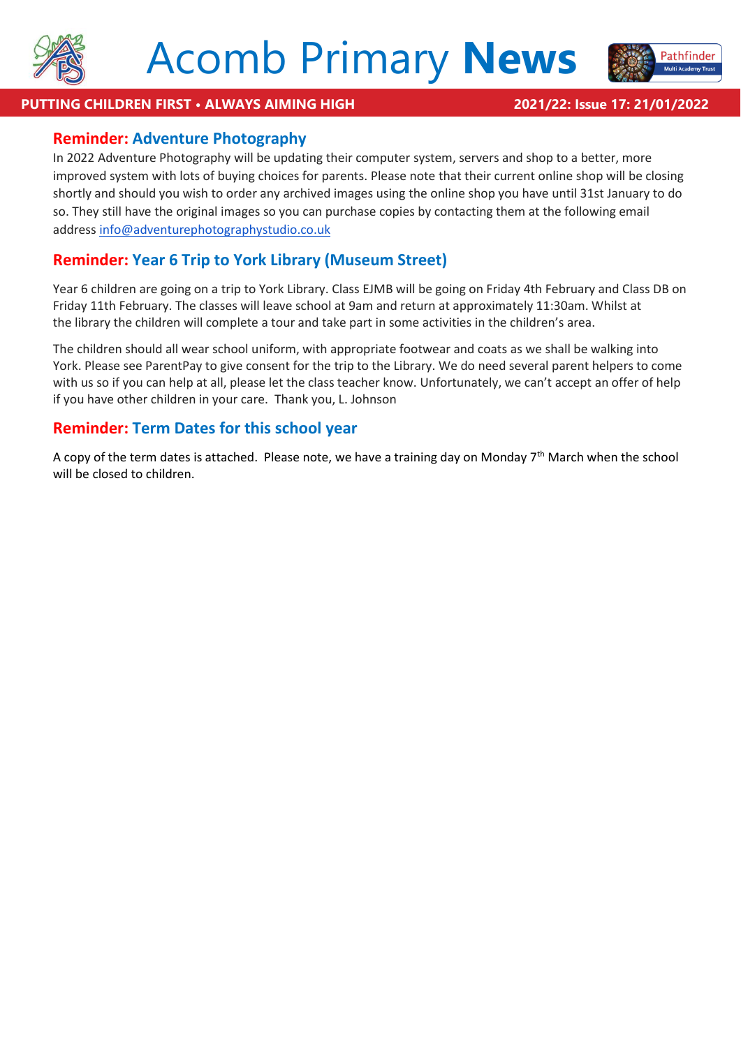# Acomb Primary **News**

**PUTTING CHILDREN FIRST • ALWAYS AIMING HIGH** **2021/22: Issue 17: 21/01/2022**

## Reminder: Adventure Photography

In 2022 Adventure Photography will be updating their computer system, servers and shop to a better, more improved system with lots of buying choices for parents. Please note that their current online shop will be closing shortly and should you wish to order any archived images using the online shop you have until 31st January to do so. They still have the original images so you can purchase copies by contacting them at the following email address info@adventurephotographystudio.co.uk

## Reminder: Year 6 Trip to York Library (Museum Street)

Year 6 children are going on a trip to York Library. Class EJMB will be going on Friday 4th February and Class DB on Friday 11th February. The classes will leave school at 9am and return at approximately 11:30am. Whilst at the library the children will complete a tour and take part in some activities in the children's area.

The children should all wear school uniform, with appropriate footwear and coats as we shall be walking into York. Please see ParentPay to give consent for the trip to the Library. We do need several parent helpers to come with us so if you can help at all, please let the class teacher know. Unfortunately, we can't accept an offer of help if you have other children in your care. Thank you, L. Johnson

## Reminder: Term Dates for this school year

A copy of the term dates is attached. Please note, we have a training day on Monday 7th March when the school will be closed to children.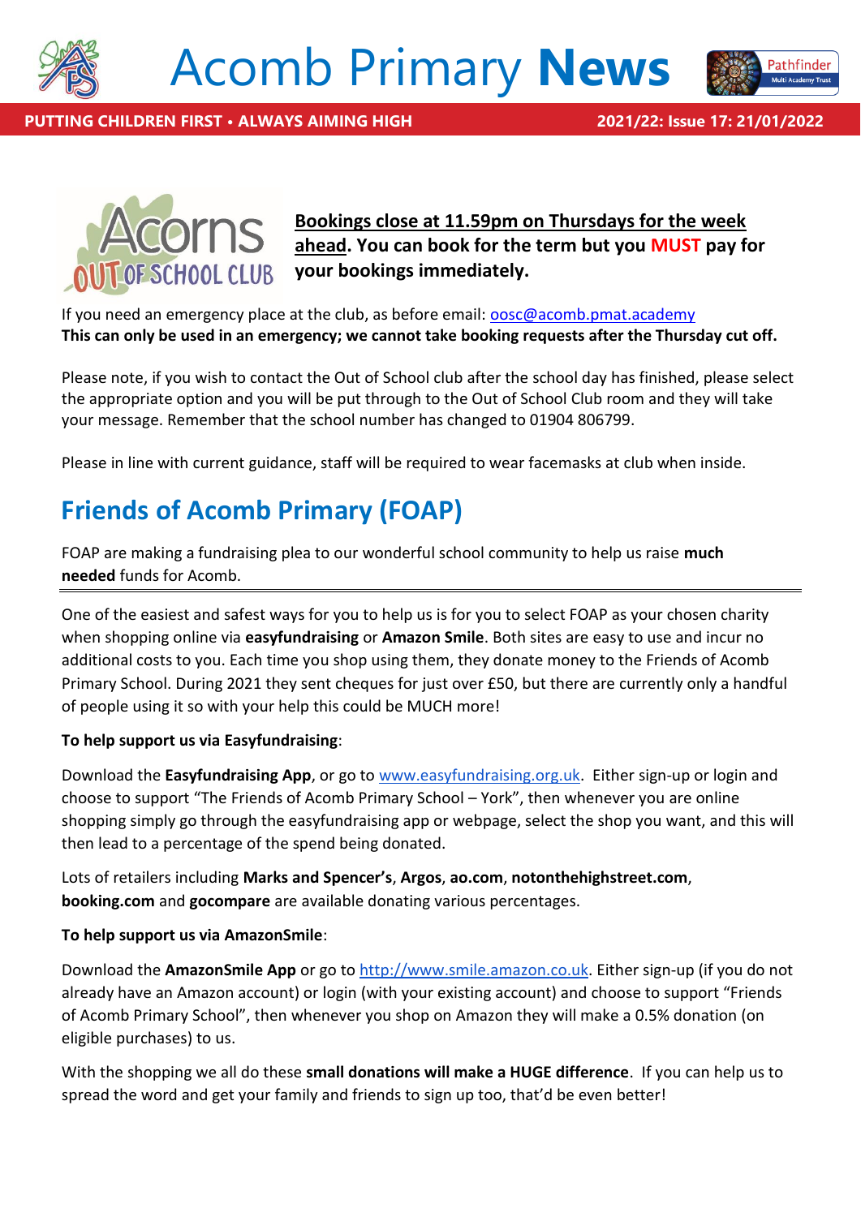**Bookings close at 11.59pm on Thursdays for the week ahead. You can book for the term but you MUST pay for your bookings immediately.**

If you need an emergency place at the club, as before email: oosc@acomb.pmat.academy
**This can only be used in an emergency; we cannot take booking requests after the Thursday cut off.**

Please note, if you wish to contact the Out of School club after the school day has finished, please select the appropriate option and you will be put through to the Out of School Club room and they will take your message. Remember that the school number has changed to 01904 806799.

Please in line with current guidance, staff will be required to wear facemasks at club when inside.

## Friends of Acomb Primary (FOAP)

FOAP are making a fundraising plea to our wonderful school community to help us raise **much needed** funds for Acomb.

One of the easiest and safest ways for you to help us is for you to select FOAP as your chosen charity when shopping online via **easyfundraising** or **Amazon Smile**. Both sites are easy to use and incur no additional costs to you. Each time you shop using them, they donate money to the Friends of Acomb Primary School. During 2021 they sent cheques for just over £50, but there are currently only a handful of people using it so with your help this could be MUCH more!

**To help support us via Easyfundraising**:

Download the **Easyfundraising App**, or go to www.easyfundraising.org.uk. Either sign-up or login and choose to support "The Friends of Acomb Primary School – York", then whenever you are online shopping simply go through the easyfundraising app or webpage, select the shop you want, and this will then lead to a percentage of the spend being donated.

Lots of retailers including **Marks and Spencer's**, **Argos**, **ao.com**, **notonthehighstreet.com**, **booking.com** and **gocompare** are available donating various percentages.

**To help support us via AmazonSmile**:

Download the **AmazonSmile App** or go to http://www.smile.amazon.co.uk. Either sign-up (if you do not already have an Amazon account) or login (with your existing account) and choose to support "Friends of Acomb Primary School", then whenever you shop on Amazon they will make a 0.5% donation (on eligible purchases) to us.

With the shopping we all do these **small donations will make a HUGE difference**. If you can help us to spread the word and get your family and friends to sign up too, that'd be even better!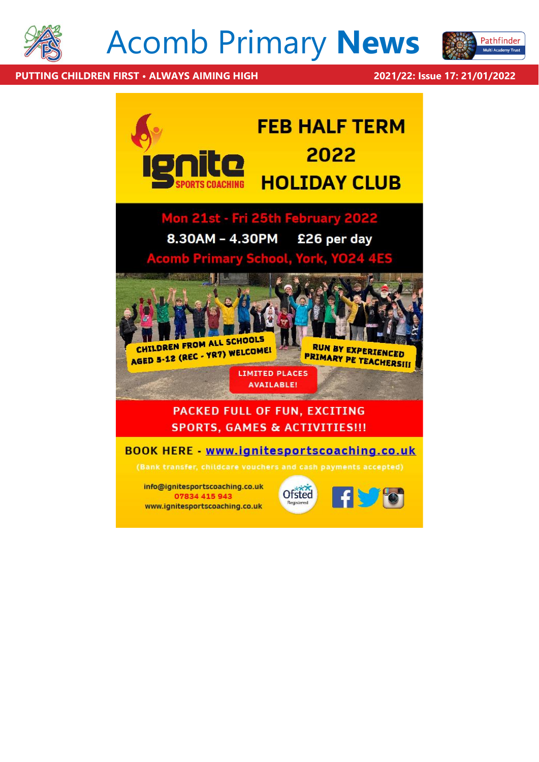# FEB HALF TERM 2022 HOLIDAY CLUB

ignite SPORTS COACHING

**Mon 21st - Fri 25th February 2022**

**8.30AM – 4.30PM £26 per day**

**Acomb Primary School, York, YO24 4ES**

CHILDREN FROM ALL SCHOOLS AGED 5-12 (REC - YR7) WELCOME!

RUN BY EXPERIENCED PRIMARY PE TEACHERS!!!

LIMITED PLACES AVAILABLE!

**PACKED FULL OF FUN, EXCITING SPORTS, GAMES & ACTIVITIES!!!**

**BOOK HERE - www.ignitesportscoaching.co.uk**

(Bank transfer, childcare vouchers and cash payments accepted)

info@ignitesportscoaching.co.uk
07834 415 943
www.ignitesportscoaching.co.uk

Ofsted Registered